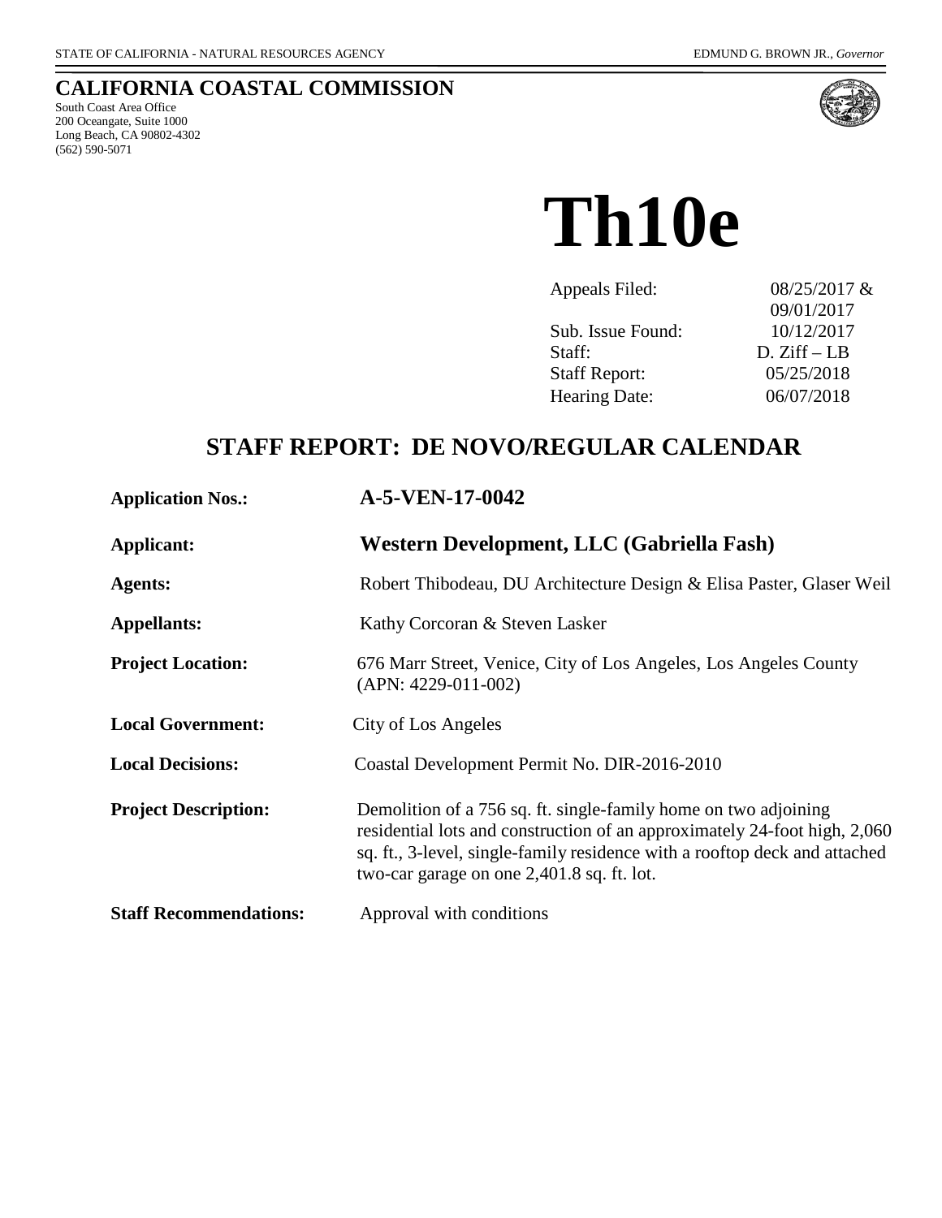STATE OF CALIFORNIA - NATURAL RESOURCES AGENCY

EDMUND G. BROWN JR., *Governor*

## CALIFORNIA COASTAL COMMISSION

South Coast Area Office
200 Oceangate, Suite 1000
Long Beach, CA 90802-4302
(562) 590-5071

# Th10e

| | |
|---|---|
| Appeals Filed: | 08/25/2017 & 09/01/2017 |
| Sub. Issue Found: | 10/12/2017 |
| Staff: | D. Ziff – LB |
| Staff Report: | 05/25/2018 |
| Hearing Date: | 06/07/2018 |

## STAFF REPORT: DE NOVO/REGULAR CALENDAR

| | |
|---|---|
| **Application Nos.:** | **A-5-VEN-17-0042** |
| **Applicant:** | **Western Development, LLC (Gabriella Fash)** |
| **Agents:** | Robert Thibodeau, DU Architecture Design & Elisa Paster, Glaser Weil |
| **Appellants:** | Kathy Corcoran & Steven Lasker |
| **Project Location:** | 676 Marr Street, Venice, City of Los Angeles, Los Angeles County (APN: 4229-011-002) |
| **Local Government:** | City of Los Angeles |
| **Local Decisions:** | Coastal Development Permit No. DIR-2016-2010 |
| **Project Description:** | Demolition of a 756 sq. ft. single-family home on two adjoining residential lots and construction of an approximately 24-foot high, 2,060 sq. ft., 3-level, single-family residence with a rooftop deck and attached two-car garage on one 2,401.8 sq. ft. lot. |
| **Staff Recommendations:** | Approval with conditions |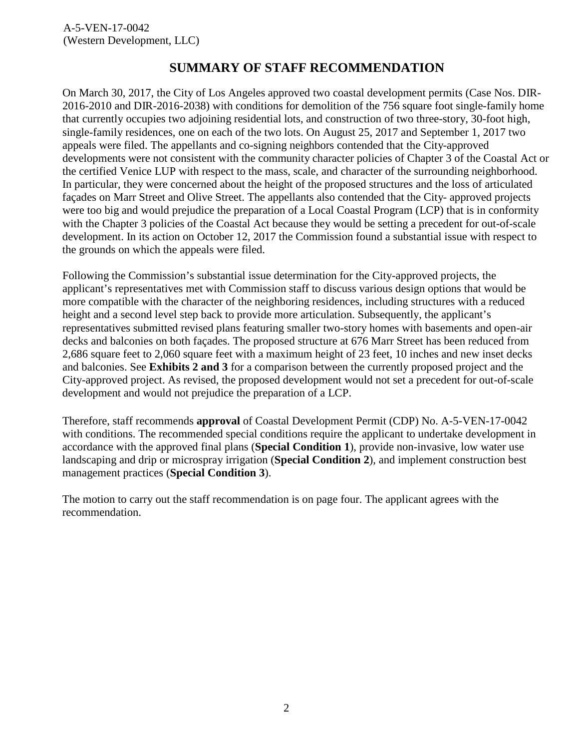## SUMMARY OF STAFF RECOMMENDATION

On March 30, 2017, the City of Los Angeles approved two coastal development permits (Case Nos. DIR-2016-2010 and DIR-2016-2038) with conditions for demolition of the 756 square foot single-family home that currently occupies two adjoining residential lots, and construction of two three-story, 30-foot high, single-family residences, one on each of the two lots. On August 25, 2017 and September 1, 2017 two appeals were filed. The appellants and co-signing neighbors contended that the City-approved developments were not consistent with the community character policies of Chapter 3 of the Coastal Act or the certified Venice LUP with respect to the mass, scale, and character of the surrounding neighborhood. In particular, they were concerned about the height of the proposed structures and the loss of articulated façades on Marr Street and Olive Street. The appellants also contended that the City- approved projects were too big and would prejudice the preparation of a Local Coastal Program (LCP) that is in conformity with the Chapter 3 policies of the Coastal Act because they would be setting a precedent for out-of-scale development. In its action on October 12, 2017 the Commission found a substantial issue with respect to the grounds on which the appeals were filed.

Following the Commission's substantial issue determination for the City-approved projects, the applicant's representatives met with Commission staff to discuss various design options that would be more compatible with the character of the neighboring residences, including structures with a reduced height and a second level step back to provide more articulation. Subsequently, the applicant's representatives submitted revised plans featuring smaller two-story homes with basements and open-air decks and balconies on both façades. The proposed structure at 676 Marr Street has been reduced from 2,686 square feet to 2,060 square feet with a maximum height of 23 feet, 10 inches and new inset decks and balconies. See **Exhibits 2 and 3** for a comparison between the currently proposed project and the City-approved project. As revised, the proposed development would not set a precedent for out-of-scale development and would not prejudice the preparation of a LCP.

Therefore, staff recommends **approval** of Coastal Development Permit (CDP) No. A-5-VEN-17-0042 with conditions. The recommended special conditions require the applicant to undertake development in accordance with the approved final plans (**Special Condition 1**), provide non-invasive, low water use landscaping and drip or microspray irrigation (**Special Condition 2**), and implement construction best management practices (**Special Condition 3**).

The motion to carry out the staff recommendation is on page four. The applicant agrees with the recommendation.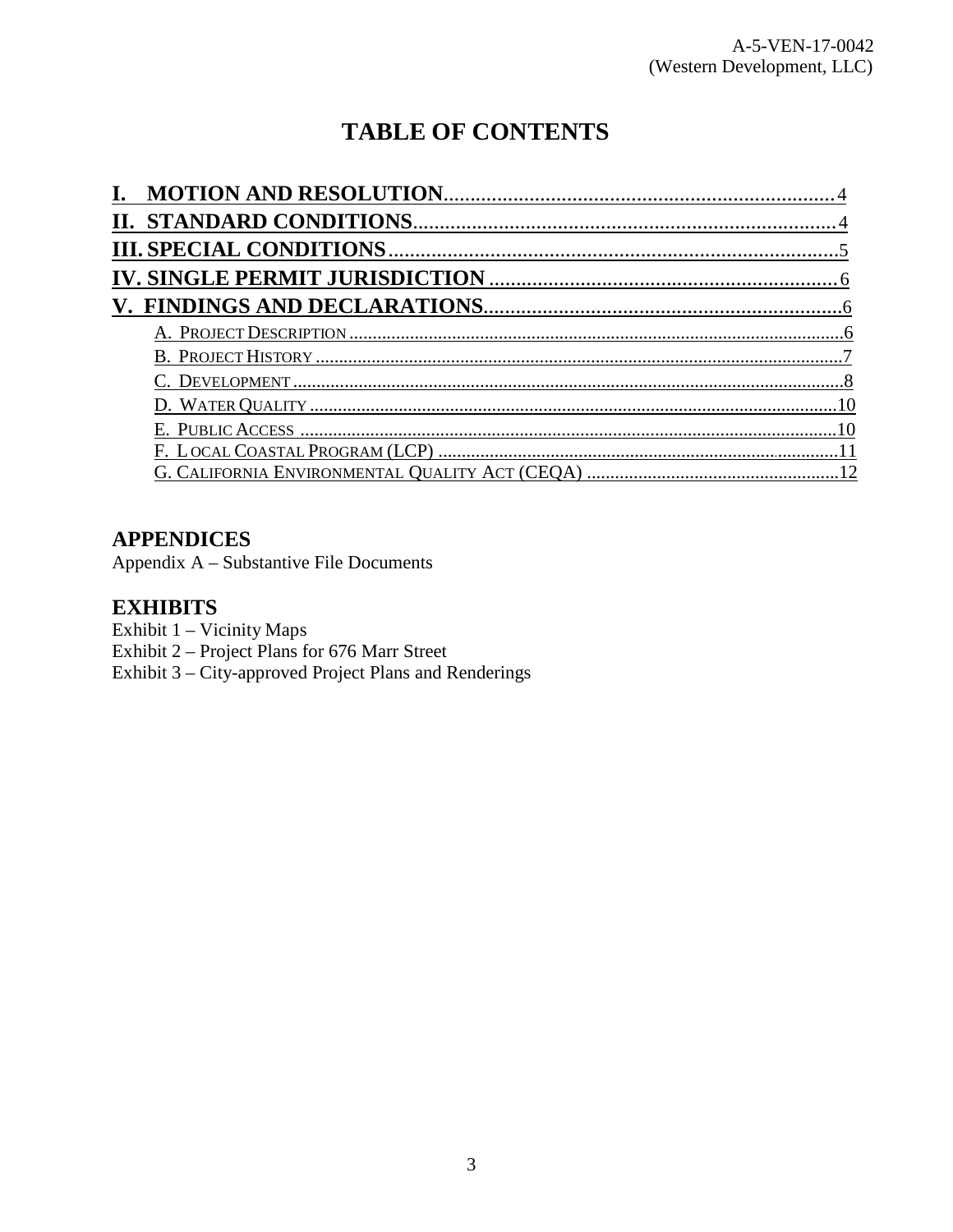# TABLE OF CONTENTS

**I. MOTION AND RESOLUTION** .......... 4
**II. STANDARD CONDITIONS** .......... 4
**III. SPECIAL CONDITIONS** .......... 5
**IV. SINGLE PERMIT JURISDICTION** .......... 6
**V. FINDINGS AND DECLARATIONS** .......... 6

- A. PROJECT DESCRIPTION .......... 6
- B. PROJECT HISTORY .......... 7
- C. DEVELOPMENT .......... 8
- D. WATER QUALITY .......... 10
- E. PUBLIC ACCESS .......... 10
- F. LOCAL COASTAL PROGRAM (LCP) .......... 11
- G. CALIFORNIA ENVIRONMENTAL QUALITY ACT (CEQA) .......... 12

## APPENDICES

Appendix A – Substantive File Documents

## EXHIBITS

Exhibit 1 – Vicinity Maps
Exhibit 2 – Project Plans for 676 Marr Street
Exhibit 3 – City-approved Project Plans and Renderings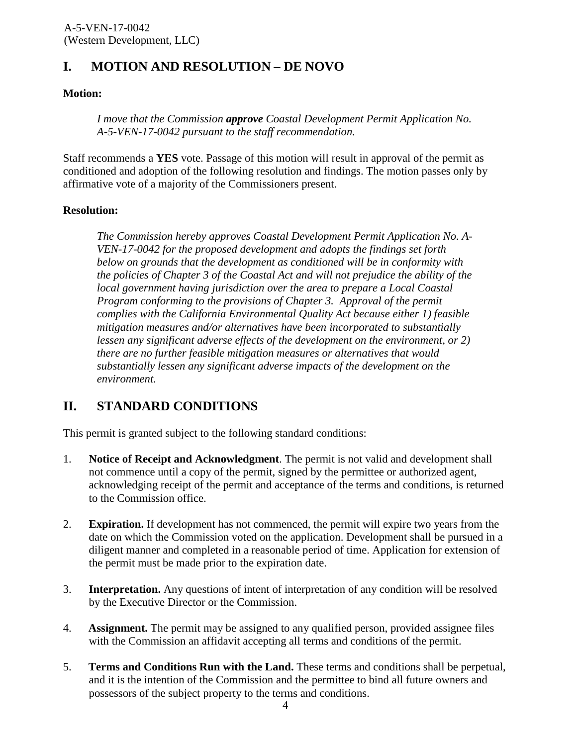# I. MOTION AND RESOLUTION – DE NOVO

**Motion:**

> *I move that the Commission **approve** Coastal Development Permit Application No. A-5-VEN-17-0042 pursuant to the staff recommendation.*

Staff recommends a **YES** vote. Passage of this motion will result in approval of the permit as conditioned and adoption of the following resolution and findings. The motion passes only by affirmative vote of a majority of the Commissioners present.

**Resolution:**

> *The Commission hereby approves Coastal Development Permit Application No. A-VEN-17-0042 for the proposed development and adopts the findings set forth below on grounds that the development as conditioned will be in conformity with the policies of Chapter 3 of the Coastal Act and will not prejudice the ability of the local government having jurisdiction over the area to prepare a Local Coastal Program conforming to the provisions of Chapter 3. Approval of the permit complies with the California Environmental Quality Act because either 1) feasible mitigation measures and/or alternatives have been incorporated to substantially lessen any significant adverse effects of the development on the environment, or 2) there are no further feasible mitigation measures or alternatives that would substantially lessen any significant adverse impacts of the development on the environment.*

# II. STANDARD CONDITIONS

This permit is granted subject to the following standard conditions:

1. **Notice of Receipt and Acknowledgment**. The permit is not valid and development shall not commence until a copy of the permit, signed by the permittee or authorized agent, acknowledging receipt of the permit and acceptance of the terms and conditions, is returned to the Commission office.

2. **Expiration.** If development has not commenced, the permit will expire two years from the date on which the Commission voted on the application. Development shall be pursued in a diligent manner and completed in a reasonable period of time. Application for extension of the permit must be made prior to the expiration date.

3. **Interpretation.** Any questions of intent of interpretation of any condition will be resolved by the Executive Director or the Commission.

4. **Assignment.** The permit may be assigned to any qualified person, provided assignee files with the Commission an affidavit accepting all terms and conditions of the permit.

5. **Terms and Conditions Run with the Land.** These terms and conditions shall be perpetual, and it is the intention of the Commission and the permittee to bind all future owners and possessors of the subject property to the terms and conditions.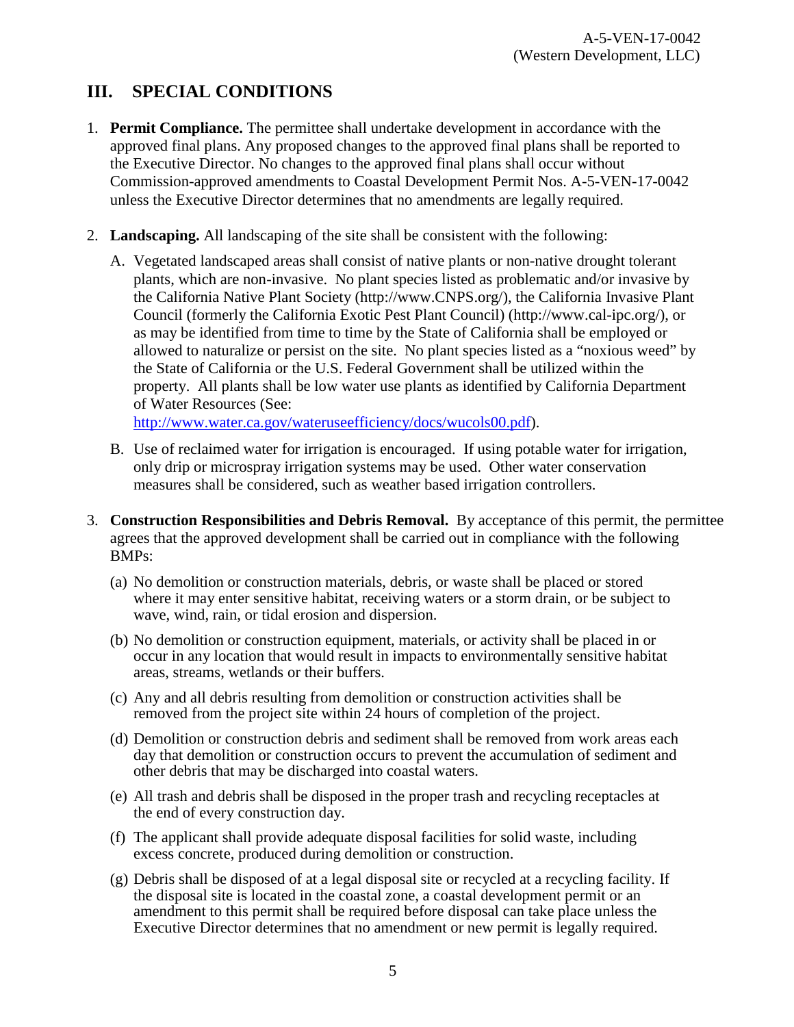## III. SPECIAL CONDITIONS

1. **Permit Compliance.** The permittee shall undertake development in accordance with the approved final plans. Any proposed changes to the approved final plans shall be reported to the Executive Director. No changes to the approved final plans shall occur without Commission-approved amendments to Coastal Development Permit Nos. A-5-VEN-17-0042 unless the Executive Director determines that no amendments are legally required.

2. **Landscaping.** All landscaping of the site shall be consistent with the following:

   A. Vegetated landscaped areas shall consist of native plants or non-native drought tolerant plants, which are non-invasive. No plant species listed as problematic and/or invasive by the California Native Plant Society (http://www.CNPS.org/), the California Invasive Plant Council (formerly the California Exotic Pest Plant Council) (http://www.cal-ipc.org/), or as may be identified from time to time by the State of California shall be employed or allowed to naturalize or persist on the site. No plant species listed as a "noxious weed" by the State of California or the U.S. Federal Government shall be utilized within the property. All plants shall be low water use plants as identified by California Department of Water Resources (See: http://www.water.ca.gov/wateruseefficiency/docs/wucols00.pdf).

   B. Use of reclaimed water for irrigation is encouraged. If using potable water for irrigation, only drip or microspray irrigation systems may be used. Other water conservation measures shall be considered, such as weather based irrigation controllers.

3. **Construction Responsibilities and Debris Removal.** By acceptance of this permit, the permittee agrees that the approved development shall be carried out in compliance with the following BMPs:

   (a) No demolition or construction materials, debris, or waste shall be placed or stored where it may enter sensitive habitat, receiving waters or a storm drain, or be subject to wave, wind, rain, or tidal erosion and dispersion.

   (b) No demolition or construction equipment, materials, or activity shall be placed in or occur in any location that would result in impacts to environmentally sensitive habitat areas, streams, wetlands or their buffers.

   (c) Any and all debris resulting from demolition or construction activities shall be removed from the project site within 24 hours of completion of the project.

   (d) Demolition or construction debris and sediment shall be removed from work areas each day that demolition or construction occurs to prevent the accumulation of sediment and other debris that may be discharged into coastal waters.

   (e) All trash and debris shall be disposed in the proper trash and recycling receptacles at the end of every construction day.

   (f) The applicant shall provide adequate disposal facilities for solid waste, including excess concrete, produced during demolition or construction.

   (g) Debris shall be disposed of at a legal disposal site or recycled at a recycling facility. If the disposal site is located in the coastal zone, a coastal development permit or an amendment to this permit shall be required before disposal can take place unless the Executive Director determines that no amendment or new permit is legally required.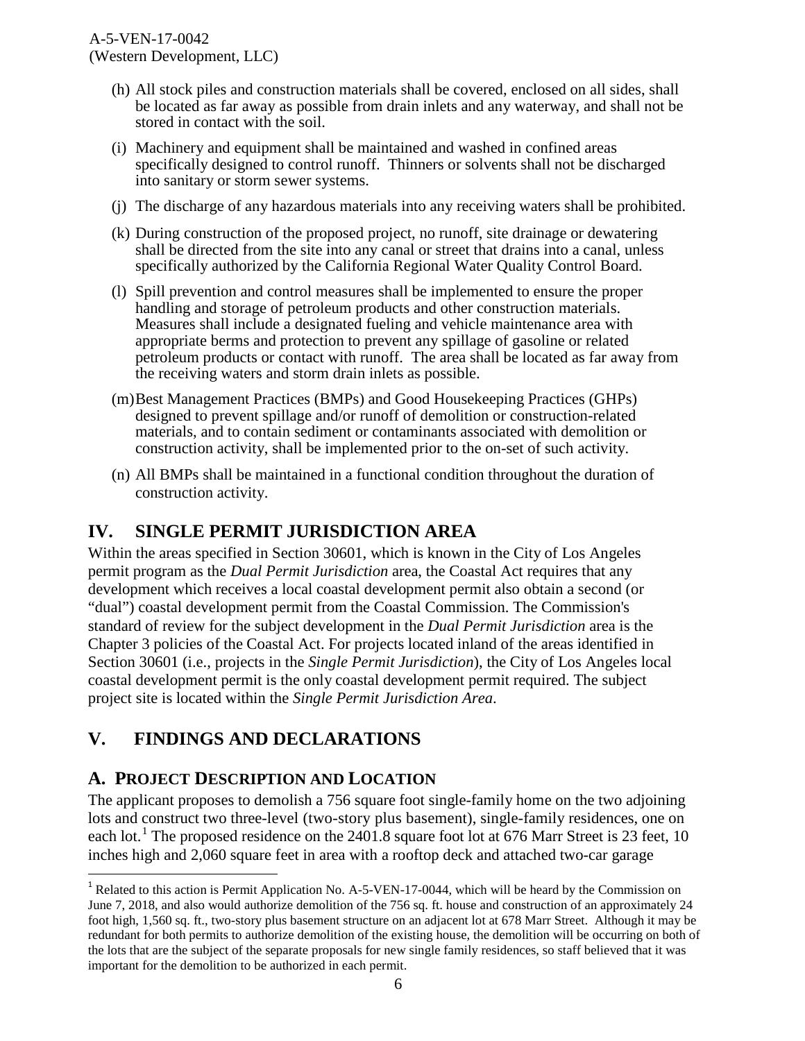(h) All stock piles and construction materials shall be covered, enclosed on all sides, shall be located as far away as possible from drain inlets and any waterway, and shall not be stored in contact with the soil.

(i) Machinery and equipment shall be maintained and washed in confined areas specifically designed to control runoff. Thinners or solvents shall not be discharged into sanitary or storm sewer systems.

(j) The discharge of any hazardous materials into any receiving waters shall be prohibited.

(k) During construction of the proposed project, no runoff, site drainage or dewatering shall be directed from the site into any canal or street that drains into a canal, unless specifically authorized by the California Regional Water Quality Control Board.

(l) Spill prevention and control measures shall be implemented to ensure the proper handling and storage of petroleum products and other construction materials. Measures shall include a designated fueling and vehicle maintenance area with appropriate berms and protection to prevent any spillage of gasoline or related petroleum products or contact with runoff. The area shall be located as far away from the receiving waters and storm drain inlets as possible.

(m) Best Management Practices (BMPs) and Good Housekeeping Practices (GHPs) designed to prevent spillage and/or runoff of demolition or construction-related materials, and to contain sediment or contaminants associated with demolition or construction activity, shall be implemented prior to the on-set of such activity.

(n) All BMPs shall be maintained in a functional condition throughout the duration of construction activity.

# IV. SINGLE PERMIT JURISDICTION AREA

Within the areas specified in Section 30601, which is known in the City of Los Angeles permit program as the *Dual Permit Jurisdiction* area, the Coastal Act requires that any development which receives a local coastal development permit also obtain a second (or "dual") coastal development permit from the Coastal Commission. The Commission's standard of review for the subject development in the *Dual Permit Jurisdiction* area is the Chapter 3 policies of the Coastal Act. For projects located inland of the areas identified in Section 30601 (i.e., projects in the *Single Permit Jurisdiction*), the City of Los Angeles local coastal development permit is the only coastal development permit required. The subject project site is located within the *Single Permit Jurisdiction Area*.

# V. FINDINGS AND DECLARATIONS

## A. PROJECT DESCRIPTION AND LOCATION

The applicant proposes to demolish a 756 square foot single-family home on the two adjoining lots and construct two three-level (two-story plus basement), single-family residences, one on each lot.[1] The proposed residence on the 2401.8 square foot lot at 676 Marr Street is 23 feet, 10 inches high and 2,060 square feet in area with a rooftop deck and attached two-car garage

[1] Related to this action is Permit Application No. A-5-VEN-17-0044, which will be heard by the Commission on June 7, 2018, and also would authorize demolition of the 756 sq. ft. house and construction of an approximately 24 foot high, 1,560 sq. ft., two-story plus basement structure on an adjacent lot at 678 Marr Street. Although it may be redundant for both permits to authorize demolition of the existing house, the demolition will be occurring on both of the lots that are the subject of the separate proposals for new single family residences, so staff believed that it was important for the demolition to be authorized in each permit.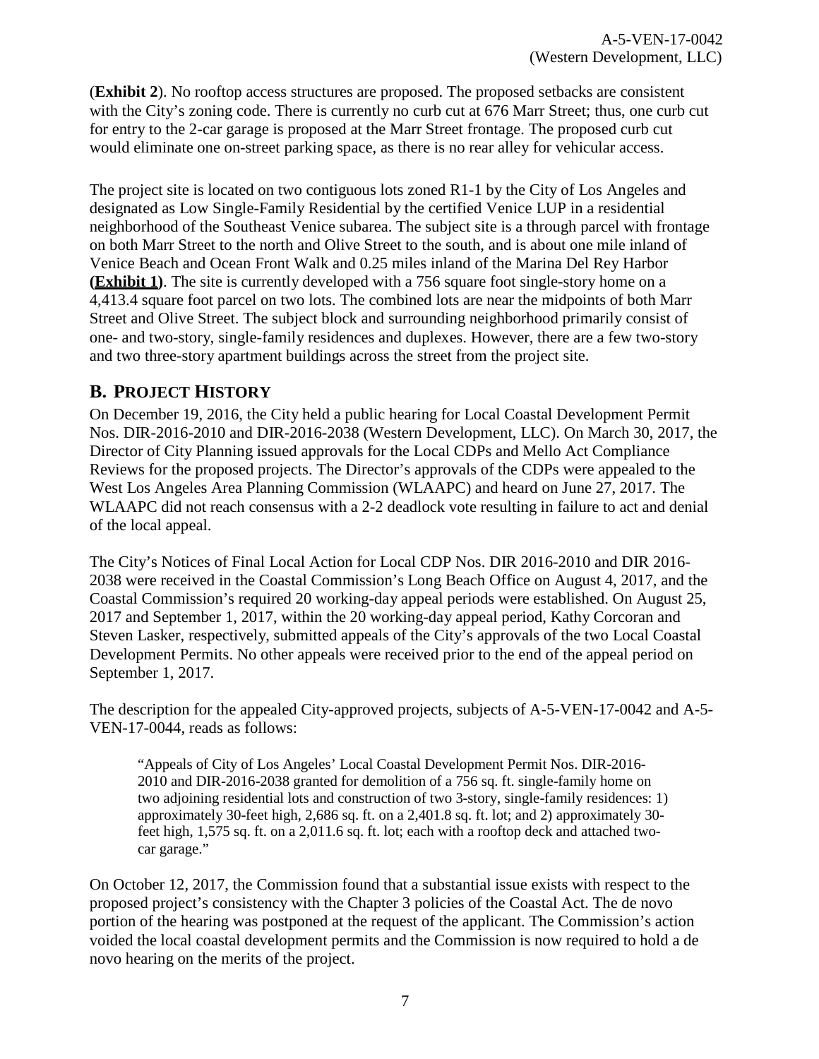(**Exhibit 2**). No rooftop access structures are proposed. The proposed setbacks are consistent with the City's zoning code. There is currently no curb cut at 676 Marr Street; thus, one curb cut for entry to the 2-car garage is proposed at the Marr Street frontage. The proposed curb cut would eliminate one on-street parking space, as there is no rear alley for vehicular access.

The project site is located on two contiguous lots zoned R1-1 by the City of Los Angeles and designated as Low Single-Family Residential by the certified Venice LUP in a residential neighborhood of the Southeast Venice subarea. The subject site is a through parcel with frontage on both Marr Street to the north and Olive Street to the south, and is about one mile inland of Venice Beach and Ocean Front Walk and 0.25 miles inland of the Marina Del Rey Harbor **(Exhibit 1)**. The site is currently developed with a 756 square foot single-story home on a 4,413.4 square foot parcel on two lots. The combined lots are near the midpoints of both Marr Street and Olive Street. The subject block and surrounding neighborhood primarily consist of one- and two-story, single-family residences and duplexes. However, there are a few two-story and two three-story apartment buildings across the street from the project site.

## B. PROJECT HISTORY

On December 19, 2016, the City held a public hearing for Local Coastal Development Permit Nos. DIR-2016-2010 and DIR-2016-2038 (Western Development, LLC). On March 30, 2017, the Director of City Planning issued approvals for the Local CDPs and Mello Act Compliance Reviews for the proposed projects. The Director's approvals of the CDPs were appealed to the West Los Angeles Area Planning Commission (WLAAPC) and heard on June 27, 2017. The WLAAPC did not reach consensus with a 2-2 deadlock vote resulting in failure to act and denial of the local appeal.

The City's Notices of Final Local Action for Local CDP Nos. DIR 2016-2010 and DIR 2016-2038 were received in the Coastal Commission's Long Beach Office on August 4, 2017, and the Coastal Commission's required 20 working-day appeal periods were established. On August 25, 2017 and September 1, 2017, within the 20 working-day appeal period, Kathy Corcoran and Steven Lasker, respectively, submitted appeals of the City's approvals of the two Local Coastal Development Permits. No other appeals were received prior to the end of the appeal period on September 1, 2017.

The description for the appealed City-approved projects, subjects of A-5-VEN-17-0042 and A-5-VEN-17-0044, reads as follows:

> "Appeals of City of Los Angeles' Local Coastal Development Permit Nos. DIR-2016-2010 and DIR-2016-2038 granted for demolition of a 756 sq. ft. single-family home on two adjoining residential lots and construction of two 3-story, single-family residences: 1) approximately 30-feet high, 2,686 sq. ft. on a 2,401.8 sq. ft. lot; and 2) approximately 30-feet high, 1,575 sq. ft. on a 2,011.6 sq. ft. lot; each with a rooftop deck and attached two-car garage."

On October 12, 2017, the Commission found that a substantial issue exists with respect to the proposed project's consistency with the Chapter 3 policies of the Coastal Act. The de novo portion of the hearing was postponed at the request of the applicant. The Commission's action voided the local coastal development permits and the Commission is now required to hold a de novo hearing on the merits of the project.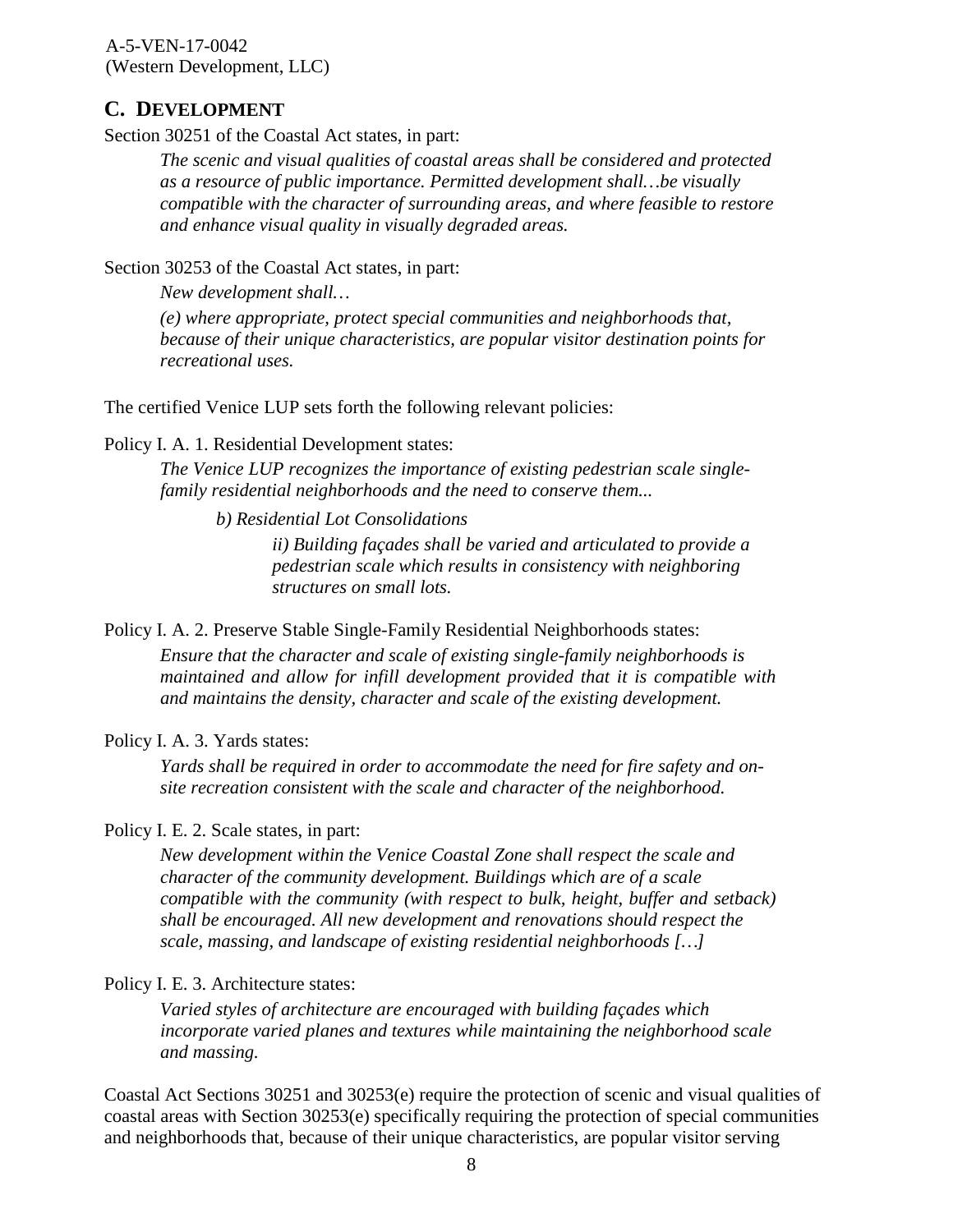## C. DEVELOPMENT

Section 30251 of the Coastal Act states, in part:

> *The scenic and visual qualities of coastal areas shall be considered and protected as a resource of public importance. Permitted development shall…be visually compatible with the character of surrounding areas, and where feasible to restore and enhance visual quality in visually degraded areas.*

Section 30253 of the Coastal Act states, in part:

> *New development shall…*
>
> *(e) where appropriate, protect special communities and neighborhoods that, because of their unique characteristics, are popular visitor destination points for recreational uses.*

The certified Venice LUP sets forth the following relevant policies:

Policy I. A. 1. Residential Development states:

> *The Venice LUP recognizes the importance of existing pedestrian scale single-family residential neighborhoods and the need to conserve them...*
>
> > *b) Residential Lot Consolidations*
> >
> > > *ii) Building façades shall be varied and articulated to provide a pedestrian scale which results in consistency with neighboring structures on small lots.*

Policy I. A. 2. Preserve Stable Single-Family Residential Neighborhoods states:

> *Ensure that the character and scale of existing single-family neighborhoods is maintained and allow for infill development provided that it is compatible with and maintains the density, character and scale of the existing development.*

Policy I. A. 3. Yards states:

> *Yards shall be required in order to accommodate the need for fire safety and on-site recreation consistent with the scale and character of the neighborhood.*

Policy I. E. 2. Scale states, in part:

> *New development within the Venice Coastal Zone shall respect the scale and character of the community development. Buildings which are of a scale compatible with the community (with respect to bulk, height, buffer and setback) shall be encouraged. All new development and renovations should respect the scale, massing, and landscape of existing residential neighborhoods […]*

Policy I. E. 3. Architecture states:

> *Varied styles of architecture are encouraged with building façades which incorporate varied planes and textures while maintaining the neighborhood scale and massing.*

Coastal Act Sections 30251 and 30253(e) require the protection of scenic and visual qualities of coastal areas with Section 30253(e) specifically requiring the protection of special communities and neighborhoods that, because of their unique characteristics, are popular visitor serving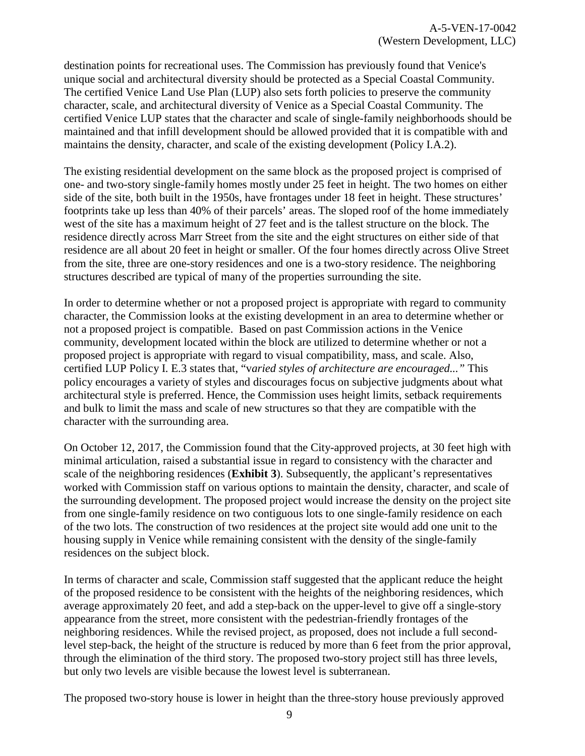destination points for recreational uses. The Commission has previously found that Venice's unique social and architectural diversity should be protected as a Special Coastal Community. The certified Venice Land Use Plan (LUP) also sets forth policies to preserve the community character, scale, and architectural diversity of Venice as a Special Coastal Community. The certified Venice LUP states that the character and scale of single-family neighborhoods should be maintained and that infill development should be allowed provided that it is compatible with and maintains the density, character, and scale of the existing development (Policy I.A.2).

The existing residential development on the same block as the proposed project is comprised of one- and two-story single-family homes mostly under 25 feet in height. The two homes on either side of the site, both built in the 1950s, have frontages under 18 feet in height. These structures' footprints take up less than 40% of their parcels' areas. The sloped roof of the home immediately west of the site has a maximum height of 27 feet and is the tallest structure on the block. The residence directly across Marr Street from the site and the eight structures on either side of that residence are all about 20 feet in height or smaller. Of the four homes directly across Olive Street from the site, three are one-story residences and one is a two-story residence. The neighboring structures described are typical of many of the properties surrounding the site.

In order to determine whether or not a proposed project is appropriate with regard to community character, the Commission looks at the existing development in an area to determine whether or not a proposed project is compatible. Based on past Commission actions in the Venice community, development located within the block are utilized to determine whether or not a proposed project is appropriate with regard to visual compatibility, mass, and scale. Also, certified LUP Policy I. E.3 states that, "v*aried styles of architecture are encouraged..."* This policy encourages a variety of styles and discourages focus on subjective judgments about what architectural style is preferred. Hence, the Commission uses height limits, setback requirements and bulk to limit the mass and scale of new structures so that they are compatible with the character with the surrounding area.

On October 12, 2017, the Commission found that the City-approved projects, at 30 feet high with minimal articulation, raised a substantial issue in regard to consistency with the character and scale of the neighboring residences (**Exhibit 3**). Subsequently, the applicant's representatives worked with Commission staff on various options to maintain the density, character, and scale of the surrounding development. The proposed project would increase the density on the project site from one single-family residence on two contiguous lots to one single-family residence on each of the two lots. The construction of two residences at the project site would add one unit to the housing supply in Venice while remaining consistent with the density of the single-family residences on the subject block.

In terms of character and scale, Commission staff suggested that the applicant reduce the height of the proposed residence to be consistent with the heights of the neighboring residences, which average approximately 20 feet, and add a step-back on the upper-level to give off a single-story appearance from the street, more consistent with the pedestrian-friendly frontages of the neighboring residences. While the revised project, as proposed, does not include a full second-level step-back, the height of the structure is reduced by more than 6 feet from the prior approval, through the elimination of the third story. The proposed two-story project still has three levels, but only two levels are visible because the lowest level is subterranean.

The proposed two-story house is lower in height than the three-story house previously approved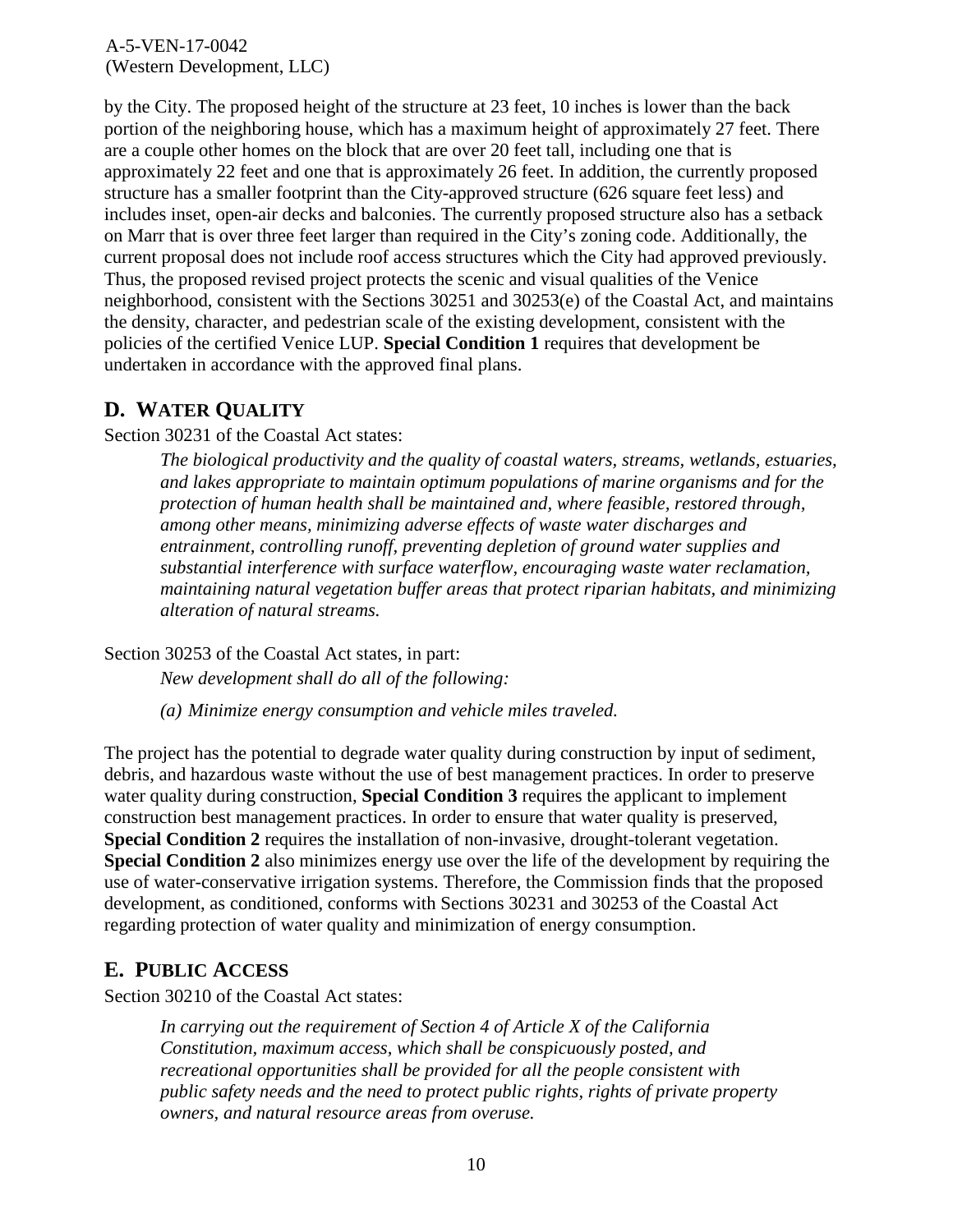by the City. The proposed height of the structure at 23 feet, 10 inches is lower than the back portion of the neighboring house, which has a maximum height of approximately 27 feet. There are a couple other homes on the block that are over 20 feet tall, including one that is approximately 22 feet and one that is approximately 26 feet. In addition, the currently proposed structure has a smaller footprint than the City-approved structure (626 square feet less) and includes inset, open-air decks and balconies. The currently proposed structure also has a setback on Marr that is over three feet larger than required in the City's zoning code. Additionally, the current proposal does not include roof access structures which the City had approved previously. Thus, the proposed revised project protects the scenic and visual qualities of the Venice neighborhood, consistent with the Sections 30251 and 30253(e) of the Coastal Act, and maintains the density, character, and pedestrian scale of the existing development, consistent with the policies of the certified Venice LUP. **Special Condition 1** requires that development be undertaken in accordance with the approved final plans.

## D. WATER QUALITY

Section 30231 of the Coastal Act states:

> *The biological productivity and the quality of coastal waters, streams, wetlands, estuaries, and lakes appropriate to maintain optimum populations of marine organisms and for the protection of human health shall be maintained and, where feasible, restored through, among other means, minimizing adverse effects of waste water discharges and entrainment, controlling runoff, preventing depletion of ground water supplies and substantial interference with surface waterflow, encouraging waste water reclamation, maintaining natural vegetation buffer areas that protect riparian habitats, and minimizing alteration of natural streams.*

Section 30253 of the Coastal Act states, in part:

> *New development shall do all of the following:*
>
> *(a) Minimize energy consumption and vehicle miles traveled.*

The project has the potential to degrade water quality during construction by input of sediment, debris, and hazardous waste without the use of best management practices. In order to preserve water quality during construction, **Special Condition 3** requires the applicant to implement construction best management practices. In order to ensure that water quality is preserved, **Special Condition 2** requires the installation of non-invasive, drought-tolerant vegetation. **Special Condition 2** also minimizes energy use over the life of the development by requiring the use of water-conservative irrigation systems. Therefore, the Commission finds that the proposed development, as conditioned, conforms with Sections 30231 and 30253 of the Coastal Act regarding protection of water quality and minimization of energy consumption.

## E. PUBLIC ACCESS

Section 30210 of the Coastal Act states:

> *In carrying out the requirement of Section 4 of Article X of the California Constitution, maximum access, which shall be conspicuously posted, and recreational opportunities shall be provided for all the people consistent with public safety needs and the need to protect public rights, rights of private property owners, and natural resource areas from overuse.*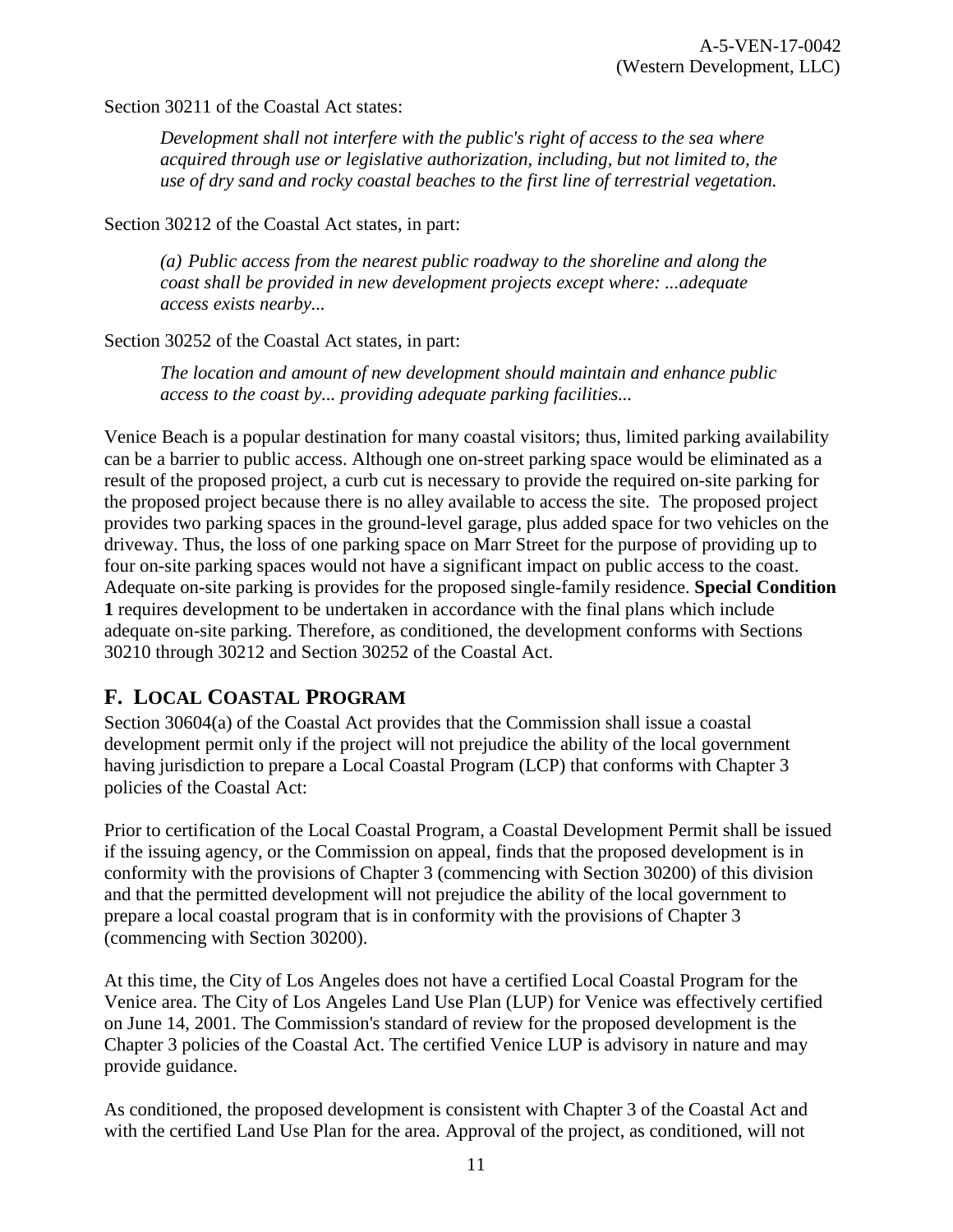Section 30211 of the Coastal Act states:

> *Development shall not interfere with the public's right of access to the sea where acquired through use or legislative authorization, including, but not limited to, the use of dry sand and rocky coastal beaches to the first line of terrestrial vegetation.*

Section 30212 of the Coastal Act states, in part:

> *(a) Public access from the nearest public roadway to the shoreline and along the coast shall be provided in new development projects except where: ...adequate access exists nearby...*

Section 30252 of the Coastal Act states, in part:

> *The location and amount of new development should maintain and enhance public access to the coast by... providing adequate parking facilities...*

Venice Beach is a popular destination for many coastal visitors; thus, limited parking availability can be a barrier to public access. Although one on-street parking space would be eliminated as a result of the proposed project, a curb cut is necessary to provide the required on-site parking for the proposed project because there is no alley available to access the site. The proposed project provides two parking spaces in the ground-level garage, plus added space for two vehicles on the driveway. Thus, the loss of one parking space on Marr Street for the purpose of providing up to four on-site parking spaces would not have a significant impact on public access to the coast. Adequate on-site parking is provides for the proposed single-family residence. **Special Condition 1** requires development to be undertaken in accordance with the final plans which include adequate on-site parking. Therefore, as conditioned, the development conforms with Sections 30210 through 30212 and Section 30252 of the Coastal Act.

## F. Local Coastal Program

Section 30604(a) of the Coastal Act provides that the Commission shall issue a coastal development permit only if the project will not prejudice the ability of the local government having jurisdiction to prepare a Local Coastal Program (LCP) that conforms with Chapter 3 policies of the Coastal Act:

Prior to certification of the Local Coastal Program, a Coastal Development Permit shall be issued if the issuing agency, or the Commission on appeal, finds that the proposed development is in conformity with the provisions of Chapter 3 (commencing with Section 30200) of this division and that the permitted development will not prejudice the ability of the local government to prepare a local coastal program that is in conformity with the provisions of Chapter 3 (commencing with Section 30200).

At this time, the City of Los Angeles does not have a certified Local Coastal Program for the Venice area. The City of Los Angeles Land Use Plan (LUP) for Venice was effectively certified on June 14, 2001. The Commission's standard of review for the proposed development is the Chapter 3 policies of the Coastal Act. The certified Venice LUP is advisory in nature and may provide guidance.

As conditioned, the proposed development is consistent with Chapter 3 of the Coastal Act and with the certified Land Use Plan for the area. Approval of the project, as conditioned, will not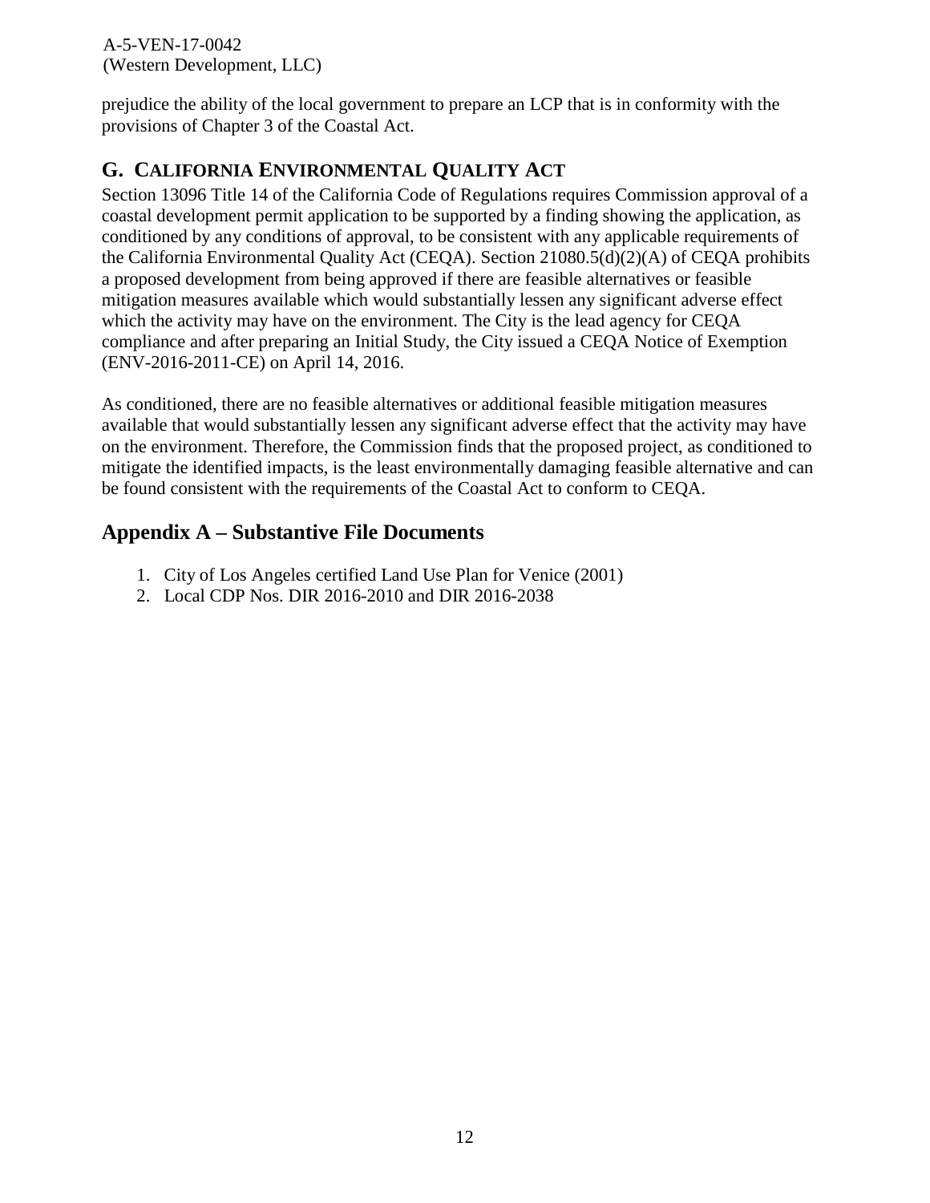prejudice the ability of the local government to prepare an LCP that is in conformity with the provisions of Chapter 3 of the Coastal Act.

## G. CALIFORNIA ENVIRONMENTAL QUALITY ACT

Section 13096 Title 14 of the California Code of Regulations requires Commission approval of a coastal development permit application to be supported by a finding showing the application, as conditioned by any conditions of approval, to be consistent with any applicable requirements of the California Environmental Quality Act (CEQA). Section 21080.5(d)(2)(A) of CEQA prohibits a proposed development from being approved if there are feasible alternatives or feasible mitigation measures available which would substantially lessen any significant adverse effect which the activity may have on the environment. The City is the lead agency for CEQA compliance and after preparing an Initial Study, the City issued a CEQA Notice of Exemption (ENV-2016-2011-CE) on April 14, 2016.

As conditioned, there are no feasible alternatives or additional feasible mitigation measures available that would substantially lessen any significant adverse effect that the activity may have on the environment. Therefore, the Commission finds that the proposed project, as conditioned to mitigate the identified impacts, is the least environmentally damaging feasible alternative and can be found consistent with the requirements of the Coastal Act to conform to CEQA.

## Appendix A – Substantive File Documents

1. City of Los Angeles certified Land Use Plan for Venice (2001)
2. Local CDP Nos. DIR 2016-2010 and DIR 2016-2038